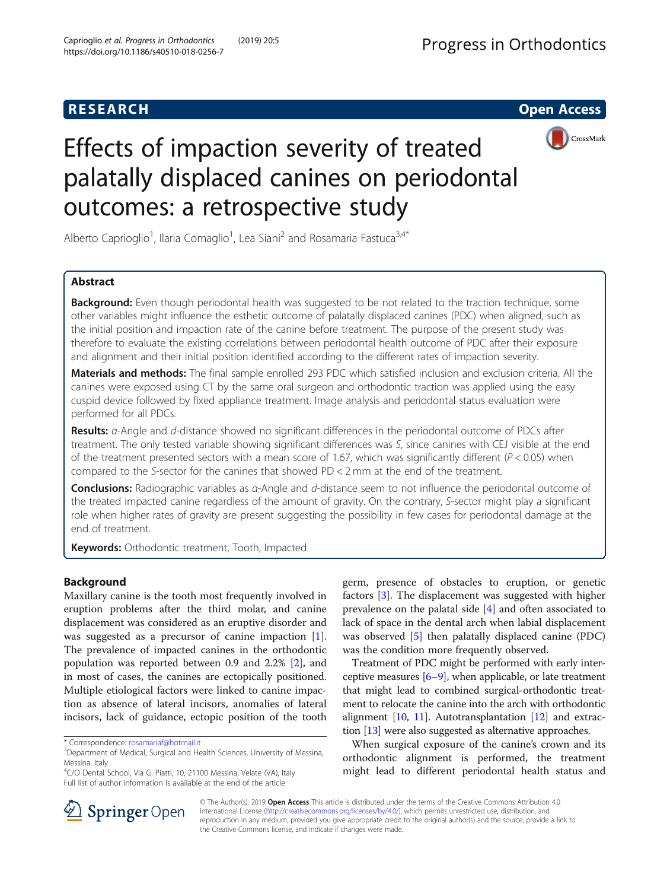RESEARCH

Open Access

# Effects of impaction severity of treated palatally displaced canines on periodontal outcomes: a retrospective study

Alberto Caprioglio[1], Ilaria Comaglio[1], Lea Siani[2] and Rosamaria Fastuca[3,4*]

## Abstract

**Background:** Even though periodontal health was suggested to be not related to the traction technique, some other variables might influence the esthetic outcome of palatally displaced canines (PDC) when aligned, such as the initial position and impaction rate of the canine before treatment. The purpose of the present study was therefore to evaluate the existing correlations between periodontal health outcome of PDC after their exposure and alignment and their initial position identified according to the different rates of impaction severity.

**Materials and methods:** The final sample enrolled 293 PDC which satisfied inclusion and exclusion criteria. All the canines were exposed using CT by the same oral surgeon and orthodontic traction was applied using the easy cuspid device followed by fixed appliance treatment. Image analysis and periodontal status evaluation were performed for all PDCs.

**Results:** *α*-Angle and *d*-distance showed no significant differences in the periodontal outcome of PDCs after treatment. The only tested variable showing significant differences was *S*, since canines with CEJ visible at the end of the treatment presented sectors with a mean score of 1.67, which was significantly different ($P < 0.05$) when compared to the *S*-sector for the canines that showed PD < 2 mm at the end of the treatment.

**Conclusions:** Radiographic variables as *α*-Angle and *d*-distance seem to not influence the periodontal outcome of the treated impacted canine regardless of the amount of gravity. On the contrary, *S*-sector might play a significant role when higher rates of gravity are present suggesting the possibility in few cases for periodontal damage at the end of treatment.

**Keywords:** Orthodontic treatment, Tooth, Impacted

## Background

Maxillary canine is the tooth most frequently involved in eruption problems after the third molar, and canine displacement was considered as an eruptive disorder and was suggested as a precursor of canine impaction [1]. The prevalence of impacted canines in the orthodontic population was reported between 0.9 and 2.2% [2], and in most of cases, the canines are ectopically positioned. Multiple etiological factors were linked to canine impaction as absence of lateral incisors, anomalies of lateral incisors, lack of guidance, ectopic position of the tooth germ, presence of obstacles to eruption, or genetic factors [3]. The displacement was suggested with higher prevalence on the palatal side [4] and often associated to lack of space in the dental arch when labial displacement was observed [5] then palatally displaced canine (PDC) was the condition more frequently observed.

Treatment of PDC might be performed with early interceptive measures [6–9], when applicable, or late treatment that might lead to combined surgical-orthodontic treatment to relocate the canine into the arch with orthodontic alignment [10, 11]. Autotransplantation [12] and extraction [13] were also suggested as alternative approaches.

When surgical exposure of the canine's crown and its orthodontic alignment is performed, the treatment might lead to different periodontal health status and

* Correspondence: rosamariaf@hotmail.it
[3]Department of Medical, Surgical and Health Sciences, University of Messina, Messina, Italy
[4]C/O Dental School, Via G. Piatti, 10, 21100 Messina, Velate (VA), Italy
Full list of author information is available at the end of the article

© The Author(s). 2019 **Open Access** This article is distributed under the terms of the Creative Commons Attribution 4.0 International License (http://creativecommons.org/licenses/by/4.0/), which permits unrestricted use, distribution, and reproduction in any medium, provided you give appropriate credit to the original author(s) and the source, provide a link to the Creative Commons license, and indicate if changes were made.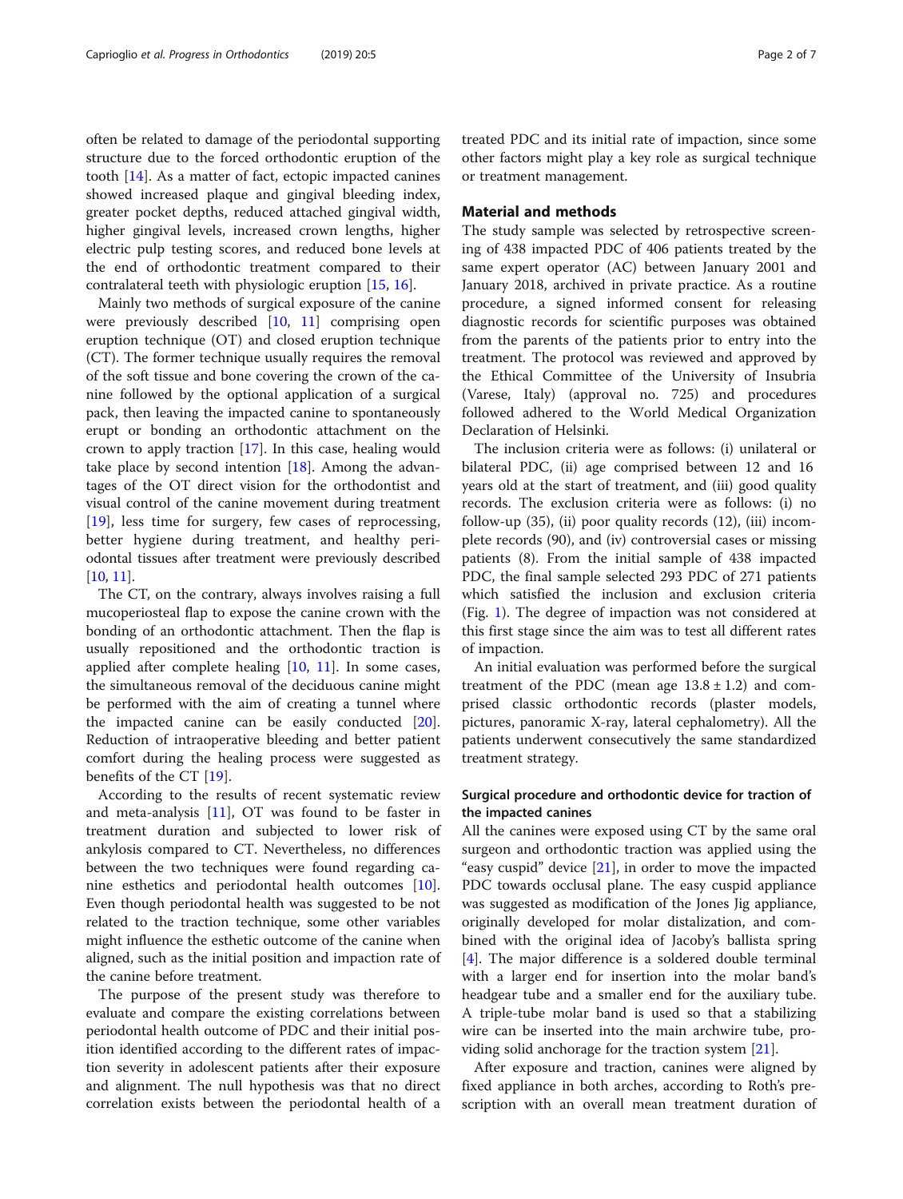often be related to damage of the periodontal supporting structure due to the forced orthodontic eruption of the tooth [14]. As a matter of fact, ectopic impacted canines showed increased plaque and gingival bleeding index, greater pocket depths, reduced attached gingival width, higher gingival levels, increased crown lengths, higher electric pulp testing scores, and reduced bone levels at the end of orthodontic treatment compared to their contralateral teeth with physiologic eruption [15, 16].

Mainly two methods of surgical exposure of the canine were previously described [10, 11] comprising open eruption technique (OT) and closed eruption technique (CT). The former technique usually requires the removal of the soft tissue and bone covering the crown of the canine followed by the optional application of a surgical pack, then leaving the impacted canine to spontaneously erupt or bonding an orthodontic attachment on the crown to apply traction [17]. In this case, healing would take place by second intention [18]. Among the advantages of the OT direct vision for the orthodontist and visual control of the canine movement during treatment [19], less time for surgery, few cases of reprocessing, better hygiene during treatment, and healthy periodontal tissues after treatment were previously described [10, 11].

The CT, on the contrary, always involves raising a full mucoperiosteal flap to expose the canine crown with the bonding of an orthodontic attachment. Then the flap is usually repositioned and the orthodontic traction is applied after complete healing [10, 11]. In some cases, the simultaneous removal of the deciduous canine might be performed with the aim of creating a tunnel where the impacted canine can be easily conducted [20]. Reduction of intraoperative bleeding and better patient comfort during the healing process were suggested as benefits of the CT [19].

According to the results of recent systematic review and meta-analysis [11], OT was found to be faster in treatment duration and subjected to lower risk of ankylosis compared to CT. Nevertheless, no differences between the two techniques were found regarding canine esthetics and periodontal health outcomes [10]. Even though periodontal health was suggested to be not related to the traction technique, some other variables might influence the esthetic outcome of the canine when aligned, such as the initial position and impaction rate of the canine before treatment.

The purpose of the present study was therefore to evaluate and compare the existing correlations between periodontal health outcome of PDC and their initial position identified according to the different rates of impaction severity in adolescent patients after their exposure and alignment. The null hypothesis was that no direct correlation exists between the periodontal health of a treated PDC and its initial rate of impaction, since some other factors might play a key role as surgical technique or treatment management.

## Material and methods

The study sample was selected by retrospective screening of 438 impacted PDC of 406 patients treated by the same expert operator (AC) between January 2001 and January 2018, archived in private practice. As a routine procedure, a signed informed consent for releasing diagnostic records for scientific purposes was obtained from the parents of the patients prior to entry into the treatment. The protocol was reviewed and approved by the Ethical Committee of the University of Insubria (Varese, Italy) (approval no. 725) and procedures followed adhered to the World Medical Organization Declaration of Helsinki.

The inclusion criteria were as follows: (i) unilateral or bilateral PDC, (ii) age comprised between 12 and 16 years old at the start of treatment, and (iii) good quality records. The exclusion criteria were as follows: (i) no follow-up (35), (ii) poor quality records (12), (iii) incomplete records (90), and (iv) controversial cases or missing patients (8). From the initial sample of 438 impacted PDC, the final sample selected 293 PDC of 271 patients which satisfied the inclusion and exclusion criteria (Fig. 1). The degree of impaction was not considered at this first stage since the aim was to test all different rates of impaction.

An initial evaluation was performed before the surgical treatment of the PDC (mean age 13.8 ± 1.2) and comprised classic orthodontic records (plaster models, pictures, panoramic X-ray, lateral cephalometry). All the patients underwent consecutively the same standardized treatment strategy.

### Surgical procedure and orthodontic device for traction of the impacted canines

All the canines were exposed using CT by the same oral surgeon and orthodontic traction was applied using the "easy cuspid" device [21], in order to move the impacted PDC towards occlusal plane. The easy cuspid appliance was suggested as modification of the Jones Jig appliance, originally developed for molar distalization, and combined with the original idea of Jacoby's ballista spring [4]. The major difference is a soldered double terminal with a larger end for insertion into the molar band's headgear tube and a smaller end for the auxiliary tube. A triple-tube molar band is used so that a stabilizing wire can be inserted into the main archwire tube, providing solid anchorage for the traction system [21].

After exposure and traction, canines were aligned by fixed appliance in both arches, according to Roth's prescription with an overall mean treatment duration of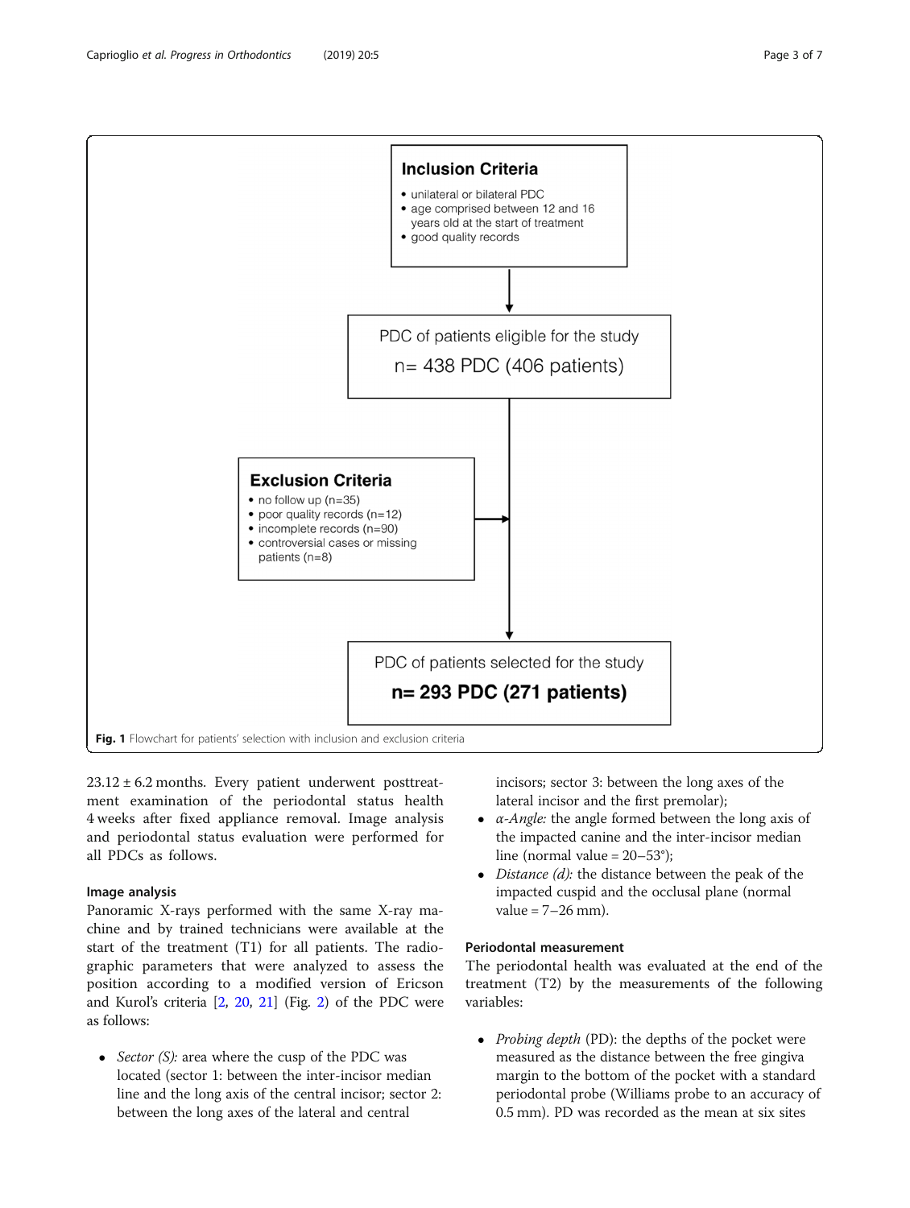**Inclusion Criteria**

- unilateral or bilateral PDC
- age comprised between 12 and 16 years old at the start of treatment
- good quality records

PDC of patients eligible for the study

n= 438 PDC (406 patients)

**Exclusion Criteria**

- no follow up (n=35)
- poor quality records (n=12)
- incomplete records (n=90)
- controversial cases or missing patients (n=8)

PDC of patients selected for the study

**n= 293 PDC (271 patients)**

**Fig. 1** Flowchart for patients' selection with inclusion and exclusion criteria

23.12 ± 6.2 months. Every patient underwent posttreatment examination of the periodontal status health 4 weeks after fixed appliance removal. Image analysis and periodontal status evaluation were performed for all PDCs as follows.

### Image analysis

Panoramic X-rays performed with the same X-ray machine and by trained technicians were available at the start of the treatment (T1) for all patients. The radiographic parameters that were analyzed to assess the position according to a modified version of Ericson and Kurol's criteria [2, 20, 21] (Fig. 2) of the PDC were as follows:

- *Sector (S):* area where the cusp of the PDC was located (sector 1: between the inter-incisor median line and the long axis of the central incisor; sector 2: between the long axes of the lateral and central incisors; sector 3: between the long axes of the lateral incisor and the first premolar);
- *α-Angle:* the angle formed between the long axis of the impacted canine and the inter-incisor median line (normal value = 20–53°);
- *Distance (d):* the distance between the peak of the impacted cuspid and the occlusal plane (normal value = 7–26 mm).

### Periodontal measurement

The periodontal health was evaluated at the end of the treatment (T2) by the measurements of the following variables:

- *Probing depth* (PD): the depths of the pocket were measured as the distance between the free gingiva margin to the bottom of the pocket with a standard periodontal probe (Williams probe to an accuracy of 0.5 mm). PD was recorded as the mean at six sites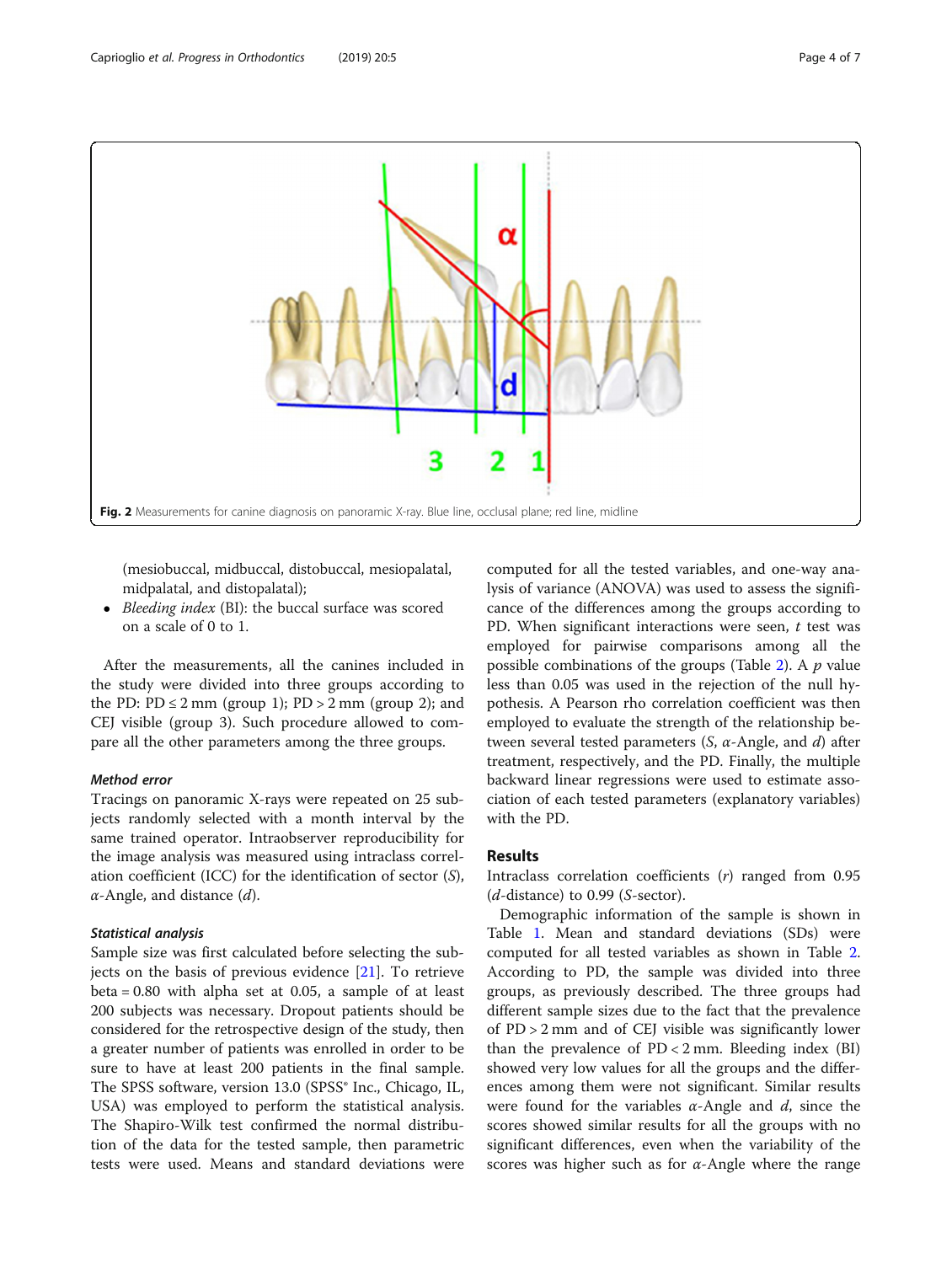Fig. 2 Measurements for canine diagnosis on panoramic X-ray. Blue line, occlusal plane; red line, midline

(mesiobuccal, midbuccal, distobuccal, mesiopalatal, midpalatal, and distopalatal);

- *Bleeding index* (BI): the buccal surface was scored on a scale of 0 to 1.

After the measurements, all the canines included in the study were divided into three groups according to the PD: PD ≤ 2 mm (group 1); PD > 2 mm (group 2); and CEJ visible (group 3). Such procedure allowed to compare all the other parameters among the three groups.

### Method error

Tracings on panoramic X-rays were repeated on 25 subjects randomly selected with a month interval by the same trained operator. Intraobserver reproducibility for the image analysis was measured using intraclass correlation coefficient (ICC) for the identification of sector (*S*), *α*-Angle, and distance (*d*).

### Statistical analysis

Sample size was first calculated before selecting the subjects on the basis of previous evidence [21]. To retrieve beta = 0.80 with alpha set at 0.05, a sample of at least 200 subjects was necessary. Dropout patients should be considered for the retrospective design of the study, then a greater number of patients was enrolled in order to be sure to have at least 200 patients in the final sample. The SPSS software, version 13.0 (SPSS® Inc., Chicago, IL, USA) was employed to perform the statistical analysis. The Shapiro-Wilk test confirmed the normal distribution of the data for the tested sample, then parametric tests were used. Means and standard deviations were computed for all the tested variables, and one-way analysis of variance (ANOVA) was used to assess the significance of the differences among the groups according to PD. When significant interactions were seen, *t* test was employed for pairwise comparisons among all the possible combinations of the groups (Table 2). A *p* value less than 0.05 was used in the rejection of the null hypothesis. A Pearson rho correlation coefficient was then employed to evaluate the strength of the relationship between several tested parameters (*S*, *α*-Angle, and *d*) after treatment, respectively, and the PD. Finally, the multiple backward linear regressions were used to estimate association of each tested parameters (explanatory variables) with the PD.

## Results

Intraclass correlation coefficients (*r*) ranged from 0.95 (*d*-distance) to 0.99 (*S*-sector).

Demographic information of the sample is shown in Table 1. Mean and standard deviations (SDs) were computed for all tested variables as shown in Table 2. According to PD, the sample was divided into three groups, as previously described. The three groups had different sample sizes due to the fact that the prevalence of PD > 2 mm and of CEJ visible was significantly lower than the prevalence of PD < 2 mm. Bleeding index (BI) showed very low values for all the groups and the differences among them were not significant. Similar results were found for the variables *α*-Angle and *d*, since the scores showed similar results for all the groups with no significant differences, even when the variability of the scores was higher such as for *α*-Angle where the range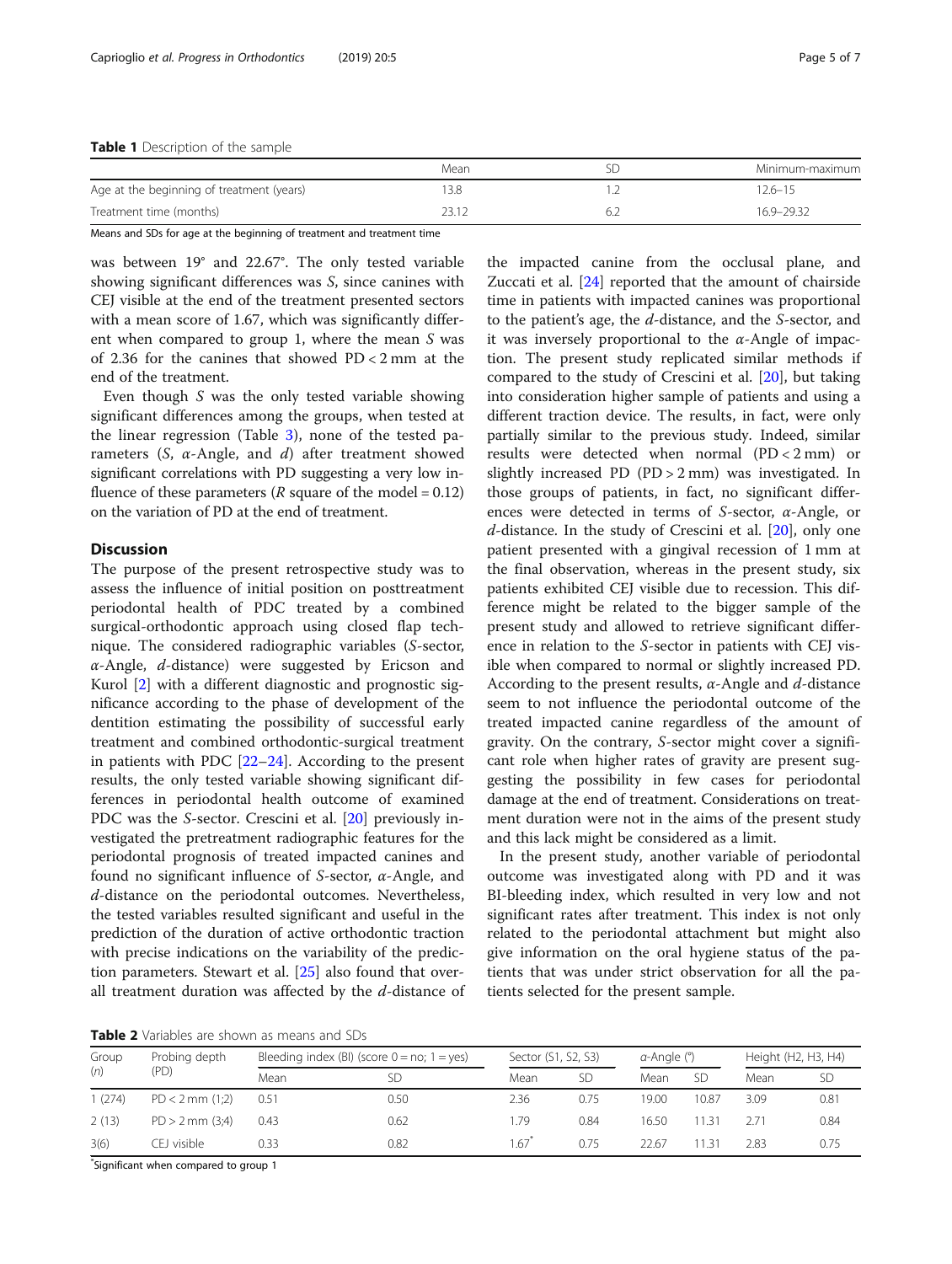**Table 1** Description of the sample

| | Mean | SD | Minimum-maximum |
|---|---|---|---|
| Age at the beginning of treatment (years) | 13.8 | 1.2 | 12.6–15 |
| Treatment time (months) | 23.12 | 6.2 | 16.9–29.32 |

Means and SDs for age at the beginning of treatment and treatment time

was between 19° and 22.67°. The only tested variable showing significant differences was *S*, since canines with CEJ visible at the end of the treatment presented sectors with a mean score of 1.67, which was significantly different when compared to group 1, where the mean *S* was of 2.36 for the canines that showed PD < 2 mm at the end of the treatment.

Even though *S* was the only tested variable showing significant differences among the groups, when tested at the linear regression (Table 3), none of the tested parameters (*S*, *α*-Angle, and *d*) after treatment showed significant correlations with PD suggesting a very low influence of these parameters (*R* square of the model = 0.12) on the variation of PD at the end of treatment.

## Discussion

The purpose of the present retrospective study was to assess the influence of initial position on posttreatment periodontal health of PDC treated by a combined surgical-orthodontic approach using closed flap technique. The considered radiographic variables (*S*-sector, *α*-Angle, *d*-distance) were suggested by Ericson and Kurol [2] with a different diagnostic and prognostic significance according to the phase of development of the dentition estimating the possibility of successful early treatment and combined orthodontic-surgical treatment in patients with PDC [22–24]. According to the present results, the only tested variable showing significant differences in periodontal health outcome of examined PDC was the *S*-sector. Crescini et al. [20] previously investigated the pretreatment radiographic features for the periodontal prognosis of treated impacted canines and found no significant influence of *S*-sector, *α*-Angle, and *d*-distance on the periodontal outcomes. Nevertheless, the tested variables resulted significant and useful in the prediction of the duration of active orthodontic traction with precise indications on the variability of the prediction parameters. Stewart et al. [25] also found that overall treatment duration was affected by the *d*-distance of the impacted canine from the occlusal plane, and Zuccati et al. [24] reported that the amount of chairside time in patients with impacted canines was proportional to the patient's age, the *d*-distance, and the *S*-sector, and it was inversely proportional to the *α*-Angle of impaction. The present study replicated similar methods if compared to the study of Crescini et al. [20], but taking into consideration higher sample of patients and using a different traction device. The results, in fact, were only partially similar to the previous study. Indeed, similar results were detected when normal (PD < 2 mm) or slightly increased PD (PD > 2 mm) was investigated. In those groups of patients, in fact, no significant differences were detected in terms of *S*-sector, *α*-Angle, or *d*-distance. In the study of Crescini et al. [20], only one patient presented with a gingival recession of 1 mm at the final observation, whereas in the present study, six patients exhibited CEJ visible due to recession. This difference might be related to the bigger sample of the present study and allowed to retrieve significant difference in relation to the *S*-sector in patients with CEJ visible when compared to normal or slightly increased PD. According to the present results, *α*-Angle and *d*-distance seem to not influence the periodontal outcome of the treated impacted canine regardless of the amount of gravity. On the contrary, *S*-sector might cover a significant role when higher rates of gravity are present suggesting the possibility in few cases for periodontal damage at the end of treatment. Considerations on treatment duration were not in the aims of the present study and this lack might be considered as a limit.

In the present study, another variable of periodontal outcome was investigated along with PD and it was BI-bleeding index, which resulted in very low and not significant rates after treatment. This index is not only related to the periodontal attachment but might also give information on the oral hygiene status of the patients that was under strict observation for all the patients selected for the present sample.

**Table 2** Variables are shown as means and SDs

| Group (*n*) | Probing depth (PD) | Bleeding index (BI) (score 0 = no; 1 = yes) | | Sector (S1, S2, S3) | | *α*-Angle (°) | | Height (H2, H3, H4) | |
|---|---|---|---|---|---|---|---|---|---|
| | | Mean | SD | Mean | SD | Mean | SD | Mean | SD |
| 1 (274) | PD < 2 mm (1;2) | 0.51 | 0.50 | 2.36 | 0.75 | 19.00 | 10.87 | 3.09 | 0.81 |
| 2 (13) | PD > 2 mm (3;4) | 0.43 | 0.62 | 1.79 | 0.84 | 16.50 | 11.31 | 2.71 | 0.84 |
| 3(6) | CEJ visible | 0.33 | 0.82 | 1.67* | 0.75 | 22.67 | 11.31 | 2.83 | 0.75 |

*Significant when compared to group 1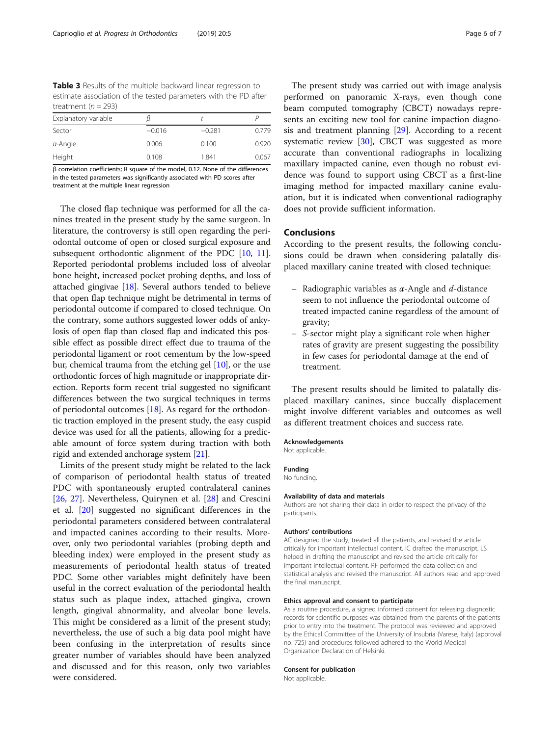**Table 3** Results of the multiple backward linear regression to estimate association of the tested parameters with the PD after treatment ($n = 293$)

| Explanatory variable | $\beta$ | $t$ | $P$ |
|---|---|---|---|
| Sector | −0.016 | −0.281 | 0.779 |
| $\alpha$-Angle | 0.006 | 0.100 | 0.920 |
| Height | 0.108 | 1.841 | 0.067 |

β correlation coefficients; R square of the model, 0.12. None of the differences in the tested parameters was significantly associated with PD scores after treatment at the multiple linear regression

The closed flap technique was performed for all the canines treated in the present study by the same surgeon. In literature, the controversy is still open regarding the periodontal outcome of open or closed surgical exposure and subsequent orthodontic alignment of the PDC [10, 11]. Reported periodontal problems included loss of alveolar bone height, increased pocket probing depths, and loss of attached gingivae [18]. Several authors tended to believe that open flap technique might be detrimental in terms of periodontal outcome if compared to closed technique. On the contrary, some authors suggested lower odds of ankylosis of open flap than closed flap and indicated this possible effect as possible direct effect due to trauma of the periodontal ligament or root cementum by the low-speed bur, chemical trauma from the etching gel [10], or the use orthodontic forces of high magnitude or inappropriate direction. Reports form recent trial suggested no significant differences between the two surgical techniques in terms of periodontal outcomes [18]. As regard for the orthodontic traction employed in the present study, the easy cuspid device was used for all the patients, allowing for a predicable amount of force system during traction with both rigid and extended anchorage system [21].

Limits of the present study might be related to the lack of comparison of periodontal health status of treated PDC with spontaneously erupted contralateral canines [26, 27]. Nevertheless, Quirynen et al. [28] and Crescini et al. [20] suggested no significant differences in the periodontal parameters considered between contralateral and impacted canines according to their results. Moreover, only two periodontal variables (probing depth and bleeding index) were employed in the present study as measurements of periodontal health status of treated PDC. Some other variables might definitely have been useful in the correct evaluation of the periodontal health status such as plaque index, attached gingiva, crown length, gingival abnormality, and alveolar bone levels. This might be considered as a limit of the present study; nevertheless, the use of such a big data pool might have been confusing in the interpretation of results since greater number of variables should have been analyzed and discussed and for this reason, only two variables were considered.

The present study was carried out with image analysis performed on panoramic X-rays, even though cone beam computed tomography (CBCT) nowadays represents an exciting new tool for canine impaction diagnosis and treatment planning [29]. According to a recent systematic review [30], CBCT was suggested as more accurate than conventional radiographs in localizing maxillary impacted canine, even though no robust evidence was found to support using CBCT as a first-line imaging method for impacted maxillary canine evaluation, but it is indicated when conventional radiography does not provide sufficient information.

## Conclusions

According to the present results, the following conclusions could be drawn when considering palatally displaced maxillary canine treated with closed technique:

- Radiographic variables as $\alpha$-Angle and $d$-distance seem to not influence the periodontal outcome of treated impacted canine regardless of the amount of gravity;
- $S$-sector might play a significant role when higher rates of gravity are present suggesting the possibility in few cases for periodontal damage at the end of treatment.

The present results should be limited to palatally displaced maxillary canines, since buccally displacement might involve different variables and outcomes as well as different treatment choices and success rate.

### Acknowledgements

Not applicable.

### Funding

No funding.

### Availability of data and materials

Authors are not sharing their data in order to respect the privacy of the participants.

### Authors' contributions

AC designed the study, treated all the patients, and revised the article critically for important intellectual content. IC drafted the manuscript. LS helped in drafting the manuscript and revised the article critically for important intellectual content. RF performed the data collection and statistical analysis and revised the manuscript. All authors read and approved the final manuscript.

### Ethics approval and consent to participate

As a routine procedure, a signed informed consent for releasing diagnostic records for scientific purposes was obtained from the parents of the patients prior to entry into the treatment. The protocol was reviewed and approved by the Ethical Committee of the University of Insubria (Varese, Italy) (approval no. 725) and procedures followed adhered to the World Medical Organization Declaration of Helsinki.

### Consent for publication

Not applicable.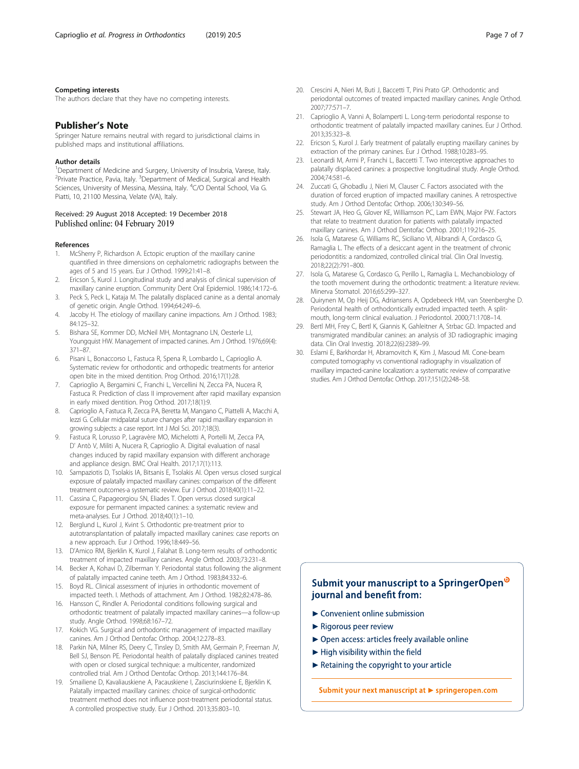#### Competing interests

The authors declare that they have no competing interests.

## Publisher's Note

Springer Nature remains neutral with regard to jurisdictional claims in published maps and institutional affiliations.

#### Author details

[1]Department of Medicine and Surgery, University of Insubria, Varese, Italy. [2]Private Practice, Pavia, Italy. [3]Department of Medical, Surgical and Health Sciences, University of Messina, Messina, Italy. [4]C/O Dental School, Via G. Piatti, 10, 21100 Messina, Velate (VA), Italy.

Received: 29 August 2018 Accepted: 19 December 2018
Published online: 04 February 2019

#### References

1. McSherry P, Richardson A. Ectopic eruption of the maxillary canine quantified in three dimensions on cephalometric radiographs between the ages of 5 and 15 years. Eur J Orthod. 1999;21:41–8.
2. Ericson S, Kurol J. Longitudinal study and analysis of clinical supervision of maxillary canine eruption. Community Dent Oral Epidemiol. 1986;14:172–6.
3. Peck S, Peck L, Kataja M. The palatally displaced canine as a dental anomaly of genetic origin. Angle Orthod. 1994;64:249–6.
4. Jacoby H. The etiology of maxillary canine impactions. Am J Orthod. 1983; 84:125–32.
5. Bishara SE, Kommer DD, McNeil MH, Montagnano LN, Oesterle LJ, Youngquist HW. Management of impacted canines. Am J Orthod. 1976;69(4): 371–87.
6. Pisani L, Bonaccorso L, Fastuca R, Spena R, Lombardo L, Caprioglio A. Systematic review for orthodontic and orthopedic treatments for anterior open bite in the mixed dentition. Prog Orthod. 2016;17(1):28.
7. Caprioglio A, Bergamini C, Franchi L, Vercellini N, Zecca PA, Nucera R, Fastuca R. Prediction of class II improvement after rapid maxillary expansion in early mixed dentition. Prog Orthod. 2017;18(1):9.
8. Caprioglio A, Fastuca R, Zecca PA, Beretta M, Mangano C, Piattelli A, Macchi A, Iezzi G. Cellular midpalatal suture changes after rapid maxillary expansion in growing subjects: a case report. Int J Mol Sci. 2017;18(3).
9. Fastuca R, Lorusso P, Lagravère MO, Michelotti A, Portelli M, Zecca PA, D' Antò V, Militi A, Nucera R, Caprioglio A. Digital evaluation of nasal changes induced by rapid maxillary expansion with different anchorage and appliance design. BMC Oral Health. 2017;17(1):113.
10. Sampaziotis D, Tsolakis IA, Bitsanis E, Tsolakis AI. Open versus closed surgical exposure of palatally impacted maxillary canines: comparison of the different treatment outcomes-a systematic review. Eur J Orthod. 2018;40(1):11–22.
11. Cassina C, Papageorgiou SN, Eliades T. Open versus closed surgical exposure for permanent impacted canines: a systematic review and meta-analyses. Eur J Orthod. 2018;40(1):1–10.
12. Berglund L, Kurol J, Kvint S. Orthodontic pre-treatment prior to autotransplantation of palatally impacted maxillary canines: case reports on a new approach. Eur J Orthod. 1996;18:449–56.
13. D'Amico RM, Bjerklin K, Kurol J, Falahat B. Long-term results of orthodontic treatment of impacted maxillary canines. Angle Orthod. 2003;73:231–8.
14. Becker A, Kohavi D, Zilberman Y. Periodontal status following the alignment of palatally impacted canine teeth. Am J Orthod. 1983;84:332–6.
15. Boyd RL. Clinical assessment of injuries in orthodontic movement of impacted teeth. I. Methods of attachment. Am J Orthod. 1982;82:478–86.
16. Hansson C, Rindler A. Periodontal conditions following surgical and orthodontic treatment of palatally impacted maxillary canines—a follow-up study. Angle Orthod. 1998;68:167–72.
17. Kokich VG. Surgical and orthodontic management of impacted maxillary canines. Am J Orthod Dentofac Orthop. 2004;12:278–83.
18. Parkin NA, Milner RS, Deery C, Tinsley D, Smith AM, Germain P, Freeman JV, Bell SJ, Benson PE. Periodontal health of palatally displaced canines treated with open or closed surgical technique: a multicenter, randomized controlled trial. Am J Orthod Dentofac Orthop. 2013;144:176–84.
19. Smailiene D, Kavaliauskiene A, Pacauskiene I, Zasciurinskiene E, Bjerklin K. Palatally impacted maxillary canines: choice of surgical-orthodontic treatment method does not influence post-treatment periodontal status. A controlled prospective study. Eur J Orthod. 2013;35:803–10.
20. Crescini A, Nieri M, Buti J, Baccetti T, Pini Prato GP. Orthodontic and periodontal outcomes of treated impacted maxillary canines. Angle Orthod. 2007;77:571–7.
21. Caprioglio A, Vanni A, Bolamperti L. Long-term periodontal response to orthodontic treatment of palatally impacted maxillary canines. Eur J Orthod. 2013;35:323–8.
22. Ericson S, Kurol J. Early treatment of palatally erupting maxillary canines by extraction of the primary canines. Eur J Orthod. 1988;10:283–95.
23. Leonardi M, Armi P, Franchi L, Baccetti T. Two interceptive approaches to palatally displaced canines: a prospective longitudinal study. Angle Orthod. 2004;74:581–6.
24. Zuccati G, Ghobadlu J, Nieri M, Clauser C. Factors associated with the duration of forced eruption of impacted maxillary canines. A retrospective study. Am J Orthod Dentofac Orthop. 2006;130:349–56.
25. Stewart JA, Heo G, Glover KE, Williamson PC, Lam EWN, Major PW. Factors that relate to treatment duration for patients with palatally impacted maxillary canines. Am J Orthod Dentofac Orthop. 2001;119:216–25.
26. Isola G, Matarese G, Williams RC, Siciliano VI, Alibrandi A, Cordasco G, Ramaglia L. The effects of a desiccant agent in the treatment of chronic periodontitis: a randomized, controlled clinical trial. Clin Oral Investig. 2018;22(2):791–800.
27. Isola G, Matarese G, Cordasco G, Perillo L, Ramaglia L. Mechanobiology of the tooth movement during the orthodontic treatment: a literature review. Minerva Stomatol. 2016;65:299–327.
28. Quirynen M, Op Heij DG, Adriansens A, Opdebeeck HM, van Steenberghe D. Periodontal health of orthodontically extruded impacted teeth. A split-mouth, long-term clinical evaluation. J Periodontol. 2000;71:1708–14.
29. Bertl MH, Frey C, Bertl K, Giannis K, Gahleitner A, Strbac GD. Impacted and transmigrated mandibular canines: an analysis of 3D radiographic imaging data. Clin Oral Investig. 2018;22(6):2389–99.
30. Eslami E, Barkhordar H, Abramovitch K, Kim J, Masoud MI. Cone-beam computed tomography vs conventional radiography in visualization of maxillary impacted-canine localization: a systematic review of comparative studies. Am J Orthod Dentofac Orthop. 2017;151(2):248–58.